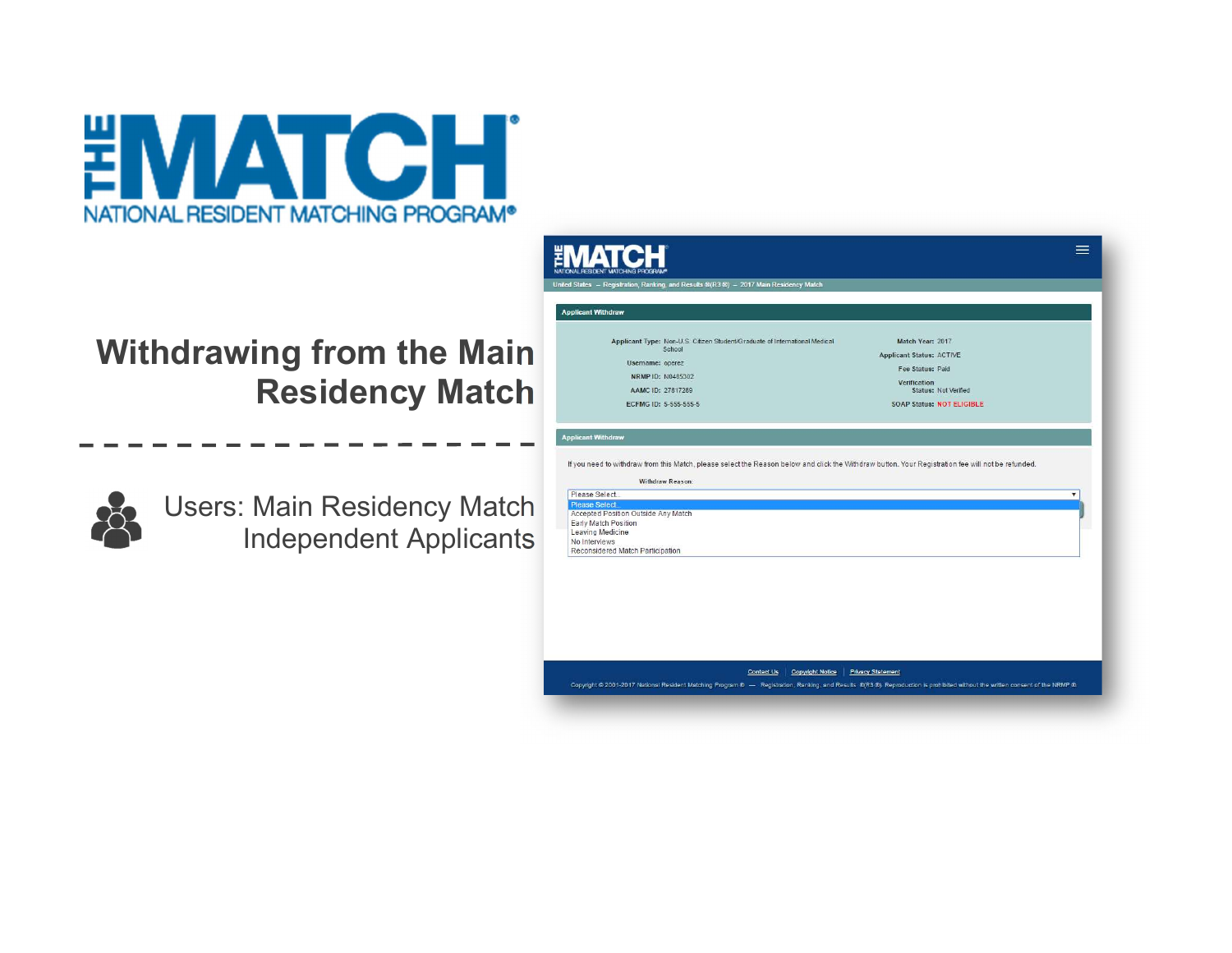# THE MATCH®

NATIONAL RESIDENT MATCHING PROGRAM®

## Withdrawing from the Main Residency Match

Users: Main Residency Match Independent Applicants

THE MATCH®
NATIONAL RESIDENT MATCHING PROGRAM®

United States — Registration, Ranking, and Results ®(R3®) — 2017 Main Residency Match

**Applicant Withdraw**

**Applicant Type:** Non-U.S. Citizen Student/Graduate of International Medical School
**Username:** operez
**NRMP ID:** N0485302
**AAMC ID:** 27817289
**ECFMG ID:** 5-555-555-5

**Match Year:** 2017
**Applicant Status:** ACTIVE
**Fee Status:** Paid
**Verification Status:** Not Verified
**SOAP Status:** NOT ELIGIBLE

**Applicant Withdraw**

If you need to withdraw from this Match, please select the Reason below and click the Withdraw button. Your Registration fee will not be refunded.

Withdraw Reason:

- Please Select
- Accepted Position Outside Any Match
- Early Match Position
- Leaving Medicine
- No Interviews
- Reconsidered Match Participation

Contact Us | Copyright Notice | Privacy Statement

Copyright © 2001-2017 National Resident Matching Program ® — Registration, Ranking, and Results ®(R3®). Reproduction is prohibited without the written consent of the NRMP ®.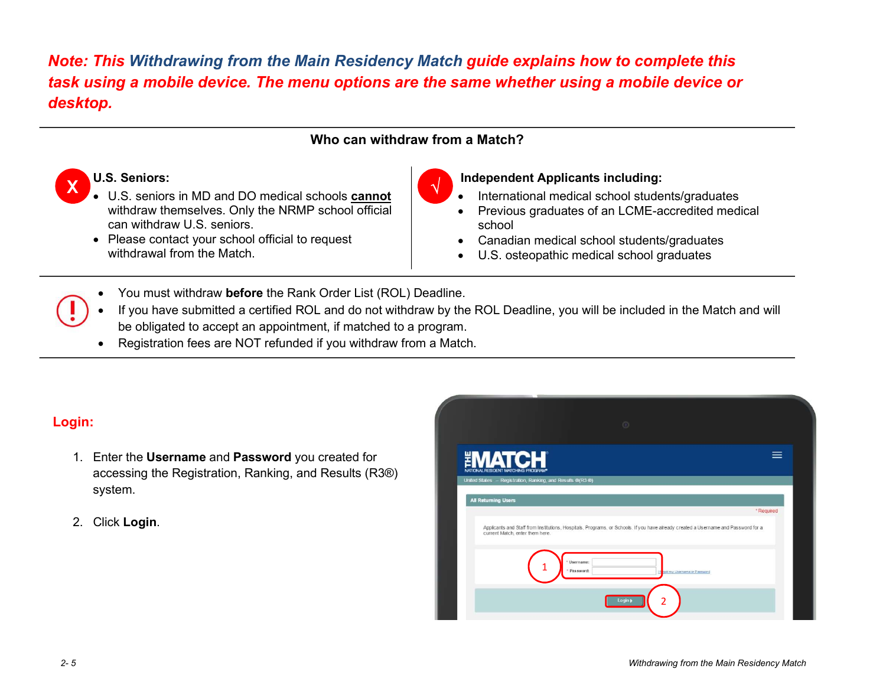***Note: This Withdrawing from the Main Residency Match guide explains how to complete this task using a mobile device. The menu options are the same whether using a mobile device or desktop.***

## Who can withdraw from a Match?

**U.S. Seniors:**

- U.S. seniors in MD and DO medical schools **cannot** withdraw themselves. Only the NRMP school official can withdraw U.S. seniors.
- Please contact your school official to request withdrawal from the Match.

**Independent Applicants including:**

- International medical school students/graduates
- Previous graduates of an LCME-accredited medical school
- Canadian medical school students/graduates
- U.S. osteopathic medical school graduates

---

- You must withdraw **before** the Rank Order List (ROL) Deadline.
- If you have submitted a certified ROL and do not withdraw by the ROL Deadline, you will be included in the Match and will be obligated to accept an appointment, if matched to a program.
- Registration fees are NOT refunded if you withdraw from a Match.

---

## Login:

1. Enter the **Username** and **Password** you created for accessing the Registration, Ranking, and Results (R3®) system.

2. Click **Login**.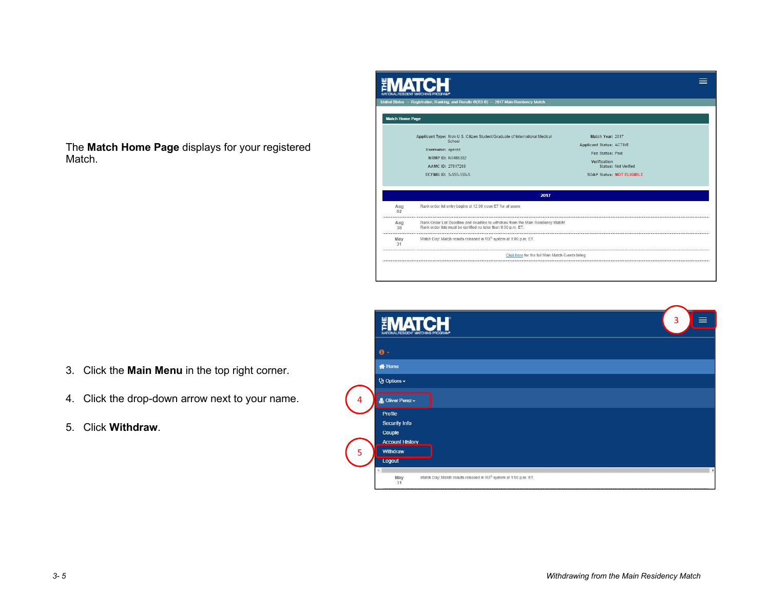The **Match Home Page** displays for your registered Match.

3. Click the **Main Menu** in the top right corner.

4. Click the drop-down arrow next to your name.

5. Click **Withdraw**.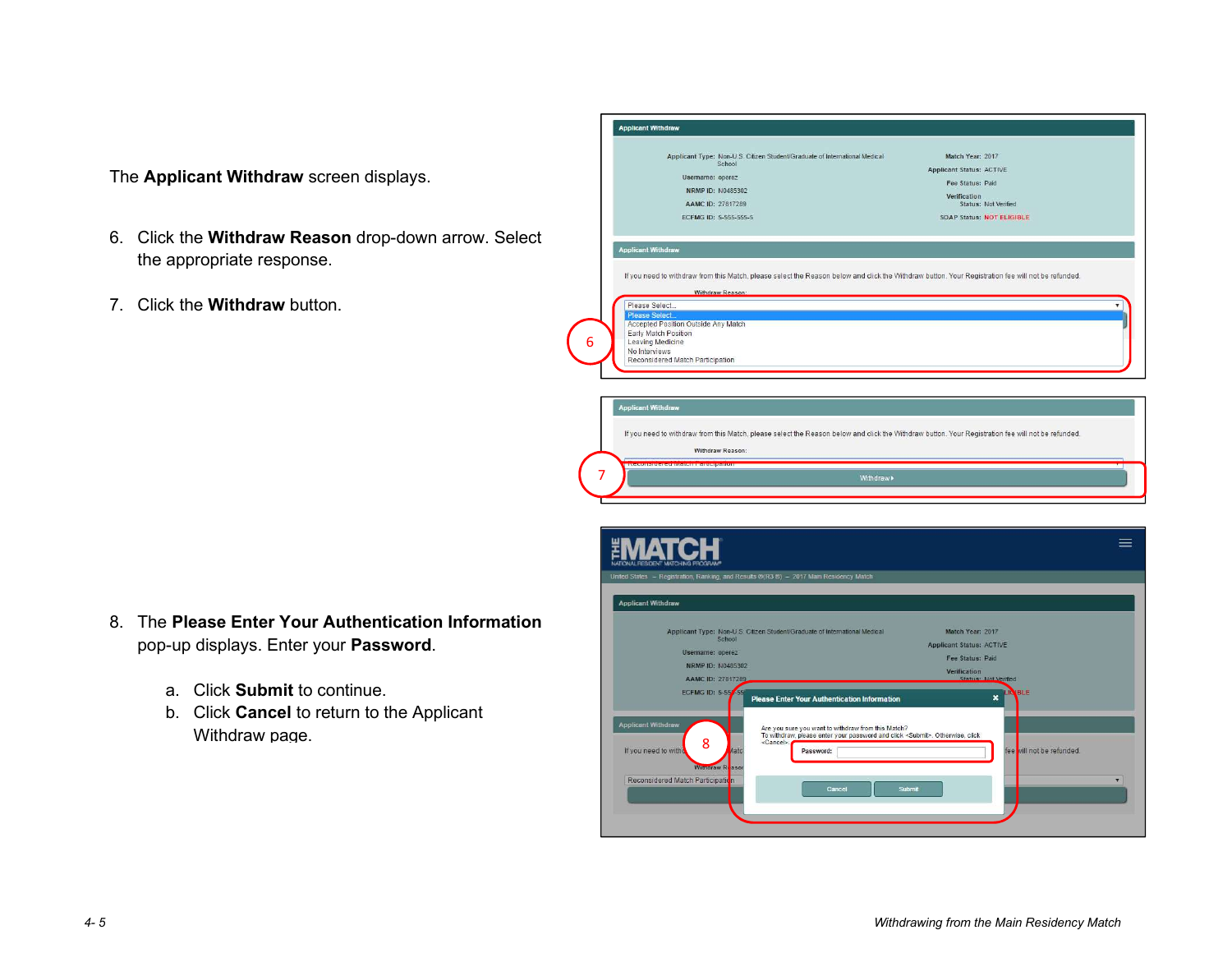The **Applicant Withdraw** screen displays.

6. Click the **Withdraw Reason** drop-down arrow. Select the appropriate response.

7. Click the **Withdraw** button.

8. The **Please Enter Your Authentication Information** pop-up displays. Enter your **Password**.

   a. Click **Submit** to continue.
   b. Click **Cancel** to return to the Applicant Withdraw page.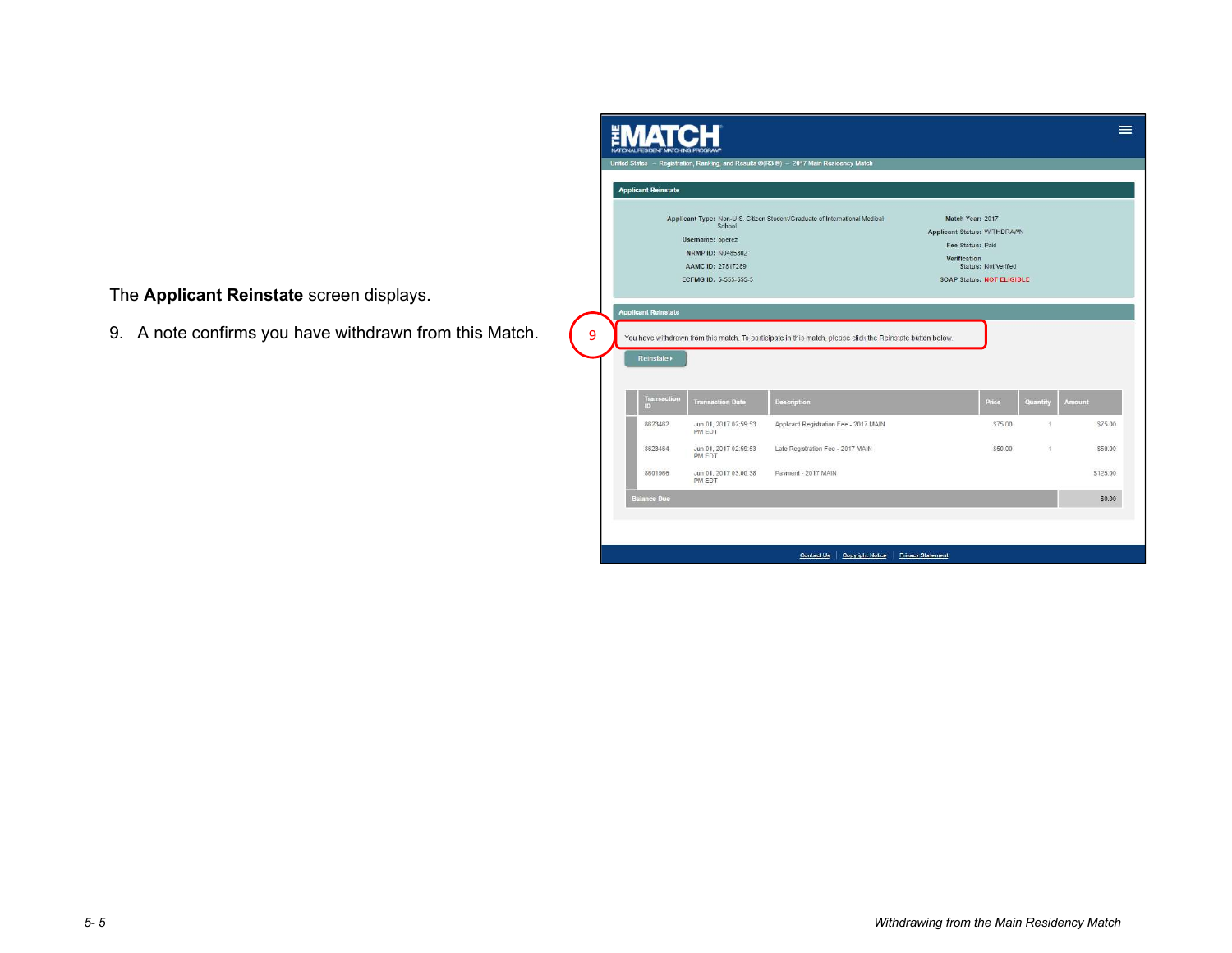The **Applicant Reinstate** screen displays.

9. A note confirms you have withdrawn from this Match.